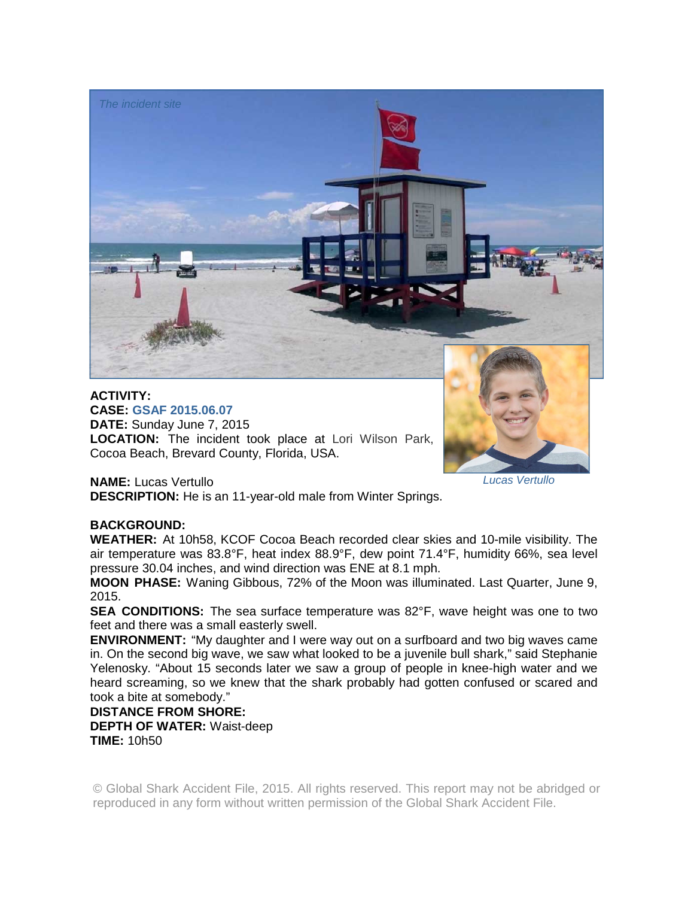*The incident site*

*Lucas Vertullo*

**ACTIVITY:**
**CASE:** GSAF 2015.06.07
**DATE:** Sunday June 7, 2015
**LOCATION:** The incident took place at Lori Wilson Park, Cocoa Beach, Brevard County, Florida, USA.

**NAME:** Lucas Vertullo
**DESCRIPTION:** He is an 11-year-old male from Winter Springs.

**BACKGROUND:**
**WEATHER:** At 10h58, KCOF Cocoa Beach recorded clear skies and 10-mile visibility. The air temperature was 83.8°F, heat index 88.9°F, dew point 71.4°F, humidity 66%, sea level pressure 30.04 inches, and wind direction was ENE at 8.1 mph.
**MOON PHASE:** Waning Gibbous, 72% of the Moon was illuminated. Last Quarter, June 9, 2015.
**SEA CONDITIONS:** The sea surface temperature was 82°F, wave height was one to two feet and there was a small easterly swell.
**ENVIRONMENT:** "My daughter and I were way out on a surfboard and two big waves came in. On the second big wave, we saw what looked to be a juvenile bull shark," said Stephanie Yelenosky. "About 15 seconds later we saw a group of people in knee-high water and we heard screaming, so we knew that the shark probably had gotten confused or scared and took a bite at somebody."
**DISTANCE FROM SHORE:**
**DEPTH OF WATER:** Waist-deep
**TIME:** 10h50

© Global Shark Accident File, 2015. All rights reserved. This report may not be abridged or reproduced in any form without written permission of the Global Shark Accident File.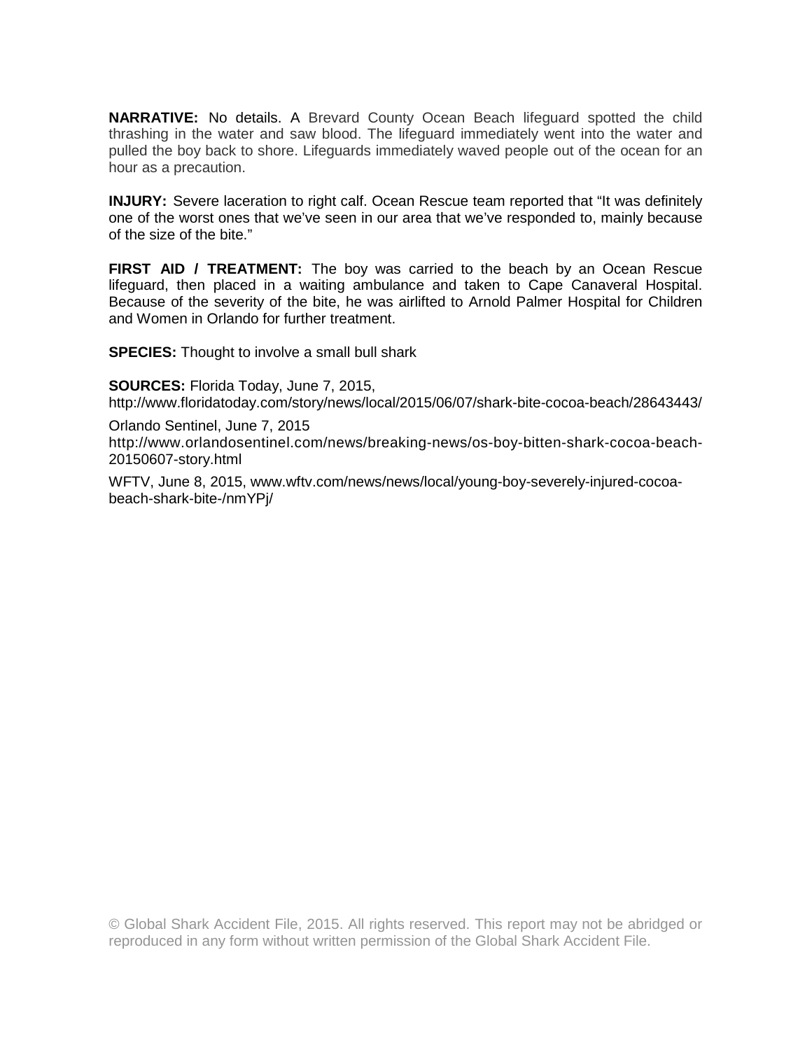**NARRATIVE:** No details. A Brevard County Ocean Beach lifeguard spotted the child thrashing in the water and saw blood. The lifeguard immediately went into the water and pulled the boy back to shore. Lifeguards immediately waved people out of the ocean for an hour as a precaution.

**INJURY:** Severe laceration to right calf. Ocean Rescue team reported that "It was definitely one of the worst ones that we've seen in our area that we've responded to, mainly because of the size of the bite."

**FIRST AID / TREATMENT:** The boy was carried to the beach by an Ocean Rescue lifeguard, then placed in a waiting ambulance and taken to Cape Canaveral Hospital. Because of the severity of the bite, he was airlifted to Arnold Palmer Hospital for Children and Women in Orlando for further treatment.

**SPECIES:** Thought to involve a small bull shark

**SOURCES:** Florida Today, June 7, 2015,
http://www.floridatoday.com/story/news/local/2015/06/07/shark-bite-cocoa-beach/28643443/

Orlando Sentinel, June 7, 2015
http://www.orlandosentinel.com/news/breaking-news/os-boy-bitten-shark-cocoa-beach-20150607-story.html

WFTV, June 8, 2015, www.wftv.com/news/news/local/young-boy-severely-injured-cocoa-beach-shark-bite-/nmYPj/

© Global Shark Accident File, 2015. All rights reserved. This report may not be abridged or reproduced in any form without written permission of the Global Shark Accident File.